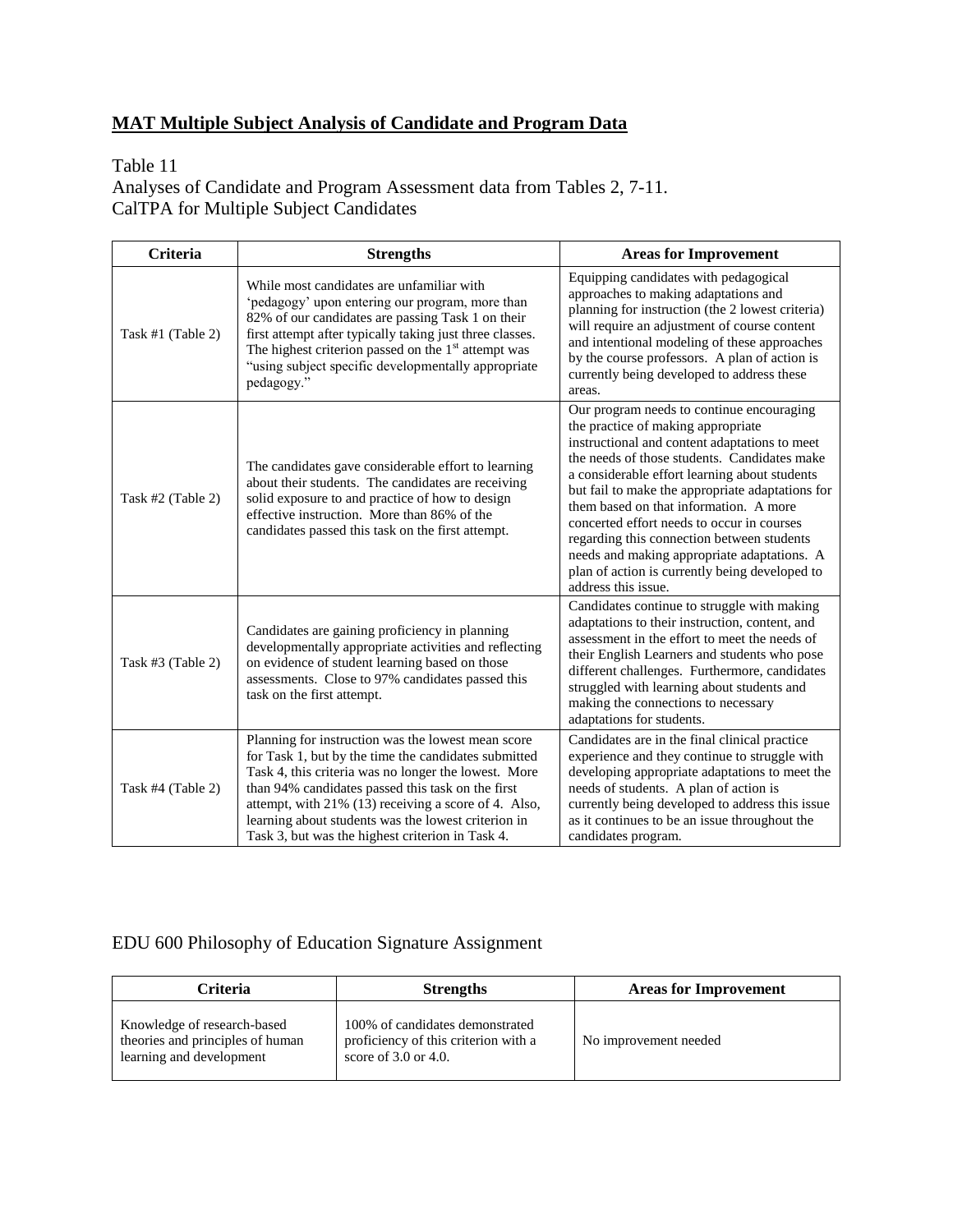## MAT Multiple Subject Analysis of Candidate and Program Data

Table 11
Analyses of Candidate and Program Assessment data from Tables 2, 7-11.
CalTPA for Multiple Subject Candidates

| Criteria | Strengths | Areas for Improvement |
|---|---|---|
| Task #1 (Table 2) | While most candidates are unfamiliar with 'pedagogy' upon entering our program, more than 82% of our candidates are passing Task 1 on their first attempt after typically taking just three classes. The highest criterion passed on the 1st attempt was "using subject specific developmentally appropriate pedagogy." | Equipping candidates with pedagogical approaches to making adaptations and planning for instruction (the 2 lowest criteria) will require an adjustment of course content and intentional modeling of these approaches by the course professors. A plan of action is currently being developed to address these areas. |
| Task #2 (Table 2) | The candidates gave considerable effort to learning about their students. The candidates are receiving solid exposure to and practice of how to design effective instruction. More than 86% of the candidates passed this task on the first attempt. | Our program needs to continue encouraging the practice of making appropriate instructional and content adaptations to meet the needs of those students. Candidates make a considerable effort learning about students but fail to make the appropriate adaptations for them based on that information. A more concerted effort needs to occur in courses regarding this connection between students needs and making appropriate adaptations. A plan of action is currently being developed to address this issue. |
| Task #3 (Table 2) | Candidates are gaining proficiency in planning developmentally appropriate activities and reflecting on evidence of student learning based on those assessments. Close to 97% candidates passed this task on the first attempt. | Candidates continue to struggle with making adaptations to their instruction, content, and assessment in the effort to meet the needs of their English Learners and students who pose different challenges. Furthermore, candidates struggled with learning about students and making the connections to necessary adaptations for students. |
| Task #4 (Table 2) | Planning for instruction was the lowest mean score for Task 1, but by the time the candidates submitted Task 4, this criteria was no longer the lowest. More than 94% candidates passed this task on the first attempt, with 21% (13) receiving a score of 4. Also, learning about students was the lowest criterion in Task 3, but was the highest criterion in Task 4. | Candidates are in the final clinical practice experience and they continue to struggle with developing appropriate adaptations to meet the needs of students. A plan of action is currently being developed to address this issue as it continues to be an issue throughout the candidates program. |

EDU 600 Philosophy of Education Signature Assignment

| Criteria | Strengths | Areas for Improvement |
|---|---|---|
| Knowledge of research-based theories and principles of human learning and development | 100% of candidates demonstrated proficiency of this criterion with a score of 3.0 or 4.0. | No improvement needed |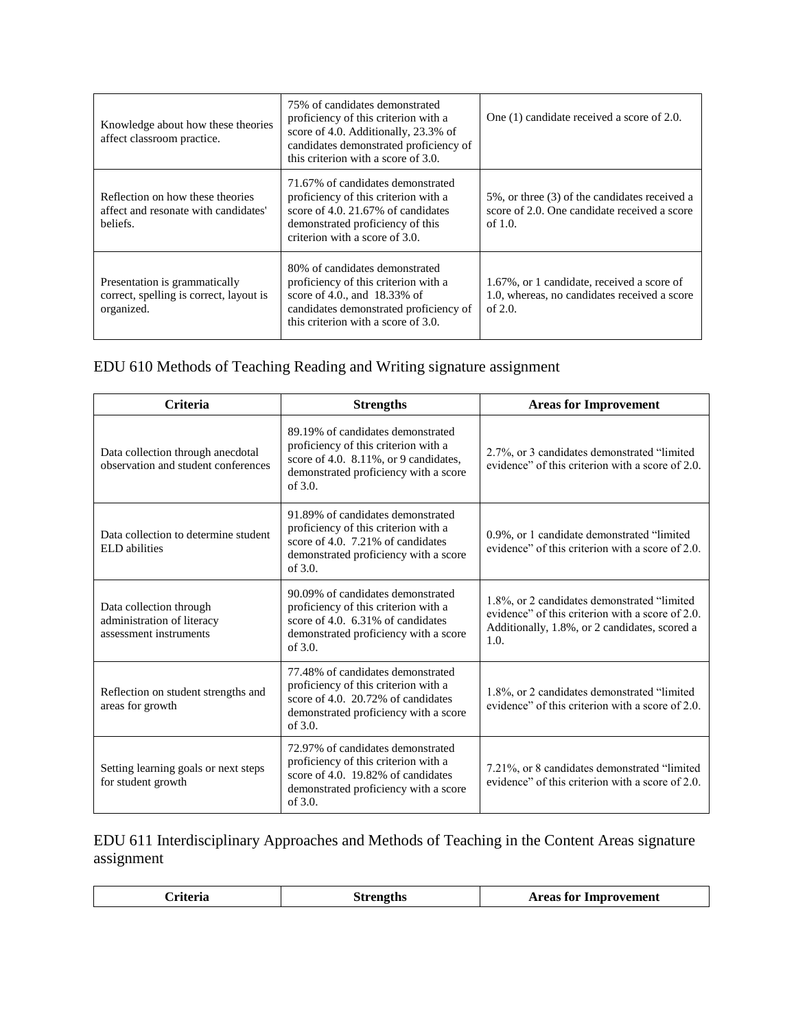| | | |
|---|---|---|
| Knowledge about how these theories affect classroom practice. | 75% of candidates demonstrated proficiency of this criterion with a score of 4.0. Additionally, 23.3% of candidates demonstrated proficiency of this criterion with a score of 3.0. | One (1) candidate received a score of 2.0. |
| Reflection on how these theories affect and resonate with candidates' beliefs. | 71.67% of candidates demonstrated proficiency of this criterion with a score of 4.0. 21.67% of candidates demonstrated proficiency of this criterion with a score of 3.0. | 5%, or three (3) of the candidates received a score of 2.0. One candidate received a score of 1.0. |
| Presentation is grammatically correct, spelling is correct, layout is organized. | 80% of candidates demonstrated proficiency of this criterion with a score of 4.0., and 18.33% of candidates demonstrated proficiency of this criterion with a score of 3.0. | 1.67%, or 1 candidate, received a score of 1.0, whereas, no candidates received a score of 2.0. |

## EDU 610 Methods of Teaching Reading and Writing signature assignment

| Criteria | Strengths | Areas for Improvement |
|---|---|---|
| Data collection through anecdotal observation and student conferences | 89.19% of candidates demonstrated proficiency of this criterion with a score of 4.0. 8.11%, or 9 candidates, demonstrated proficiency with a score of 3.0. | 2.7%, or 3 candidates demonstrated "limited evidence" of this criterion with a score of 2.0. |
| Data collection to determine student ELD abilities | 91.89% of candidates demonstrated proficiency of this criterion with a score of 4.0. 7.21% of candidates demonstrated proficiency with a score of 3.0. | 0.9%, or 1 candidate demonstrated "limited evidence" of this criterion with a score of 2.0. |
| Data collection through administration of literacy assessment instruments | 90.09% of candidates demonstrated proficiency of this criterion with a score of 4.0. 6.31% of candidates demonstrated proficiency with a score of 3.0. | 1.8%, or 2 candidates demonstrated "limited evidence" of this criterion with a score of 2.0. Additionally, 1.8%, or 2 candidates, scored a 1.0. |
| Reflection on student strengths and areas for growth | 77.48% of candidates demonstrated proficiency of this criterion with a score of 4.0. 20.72% of candidates demonstrated proficiency with a score of 3.0. | 1.8%, or 2 candidates demonstrated "limited evidence" of this criterion with a score of 2.0. |
| Setting learning goals or next steps for student growth | 72.97% of candidates demonstrated proficiency of this criterion with a score of 4.0. 19.82% of candidates demonstrated proficiency with a score of 3.0. | 7.21%, or 8 candidates demonstrated "limited evidence" of this criterion with a score of 2.0. |

## EDU 611 Interdisciplinary Approaches and Methods of Teaching in the Content Areas signature assignment

| Criteria | Strengths | Areas for Improvement |
|---|---|---|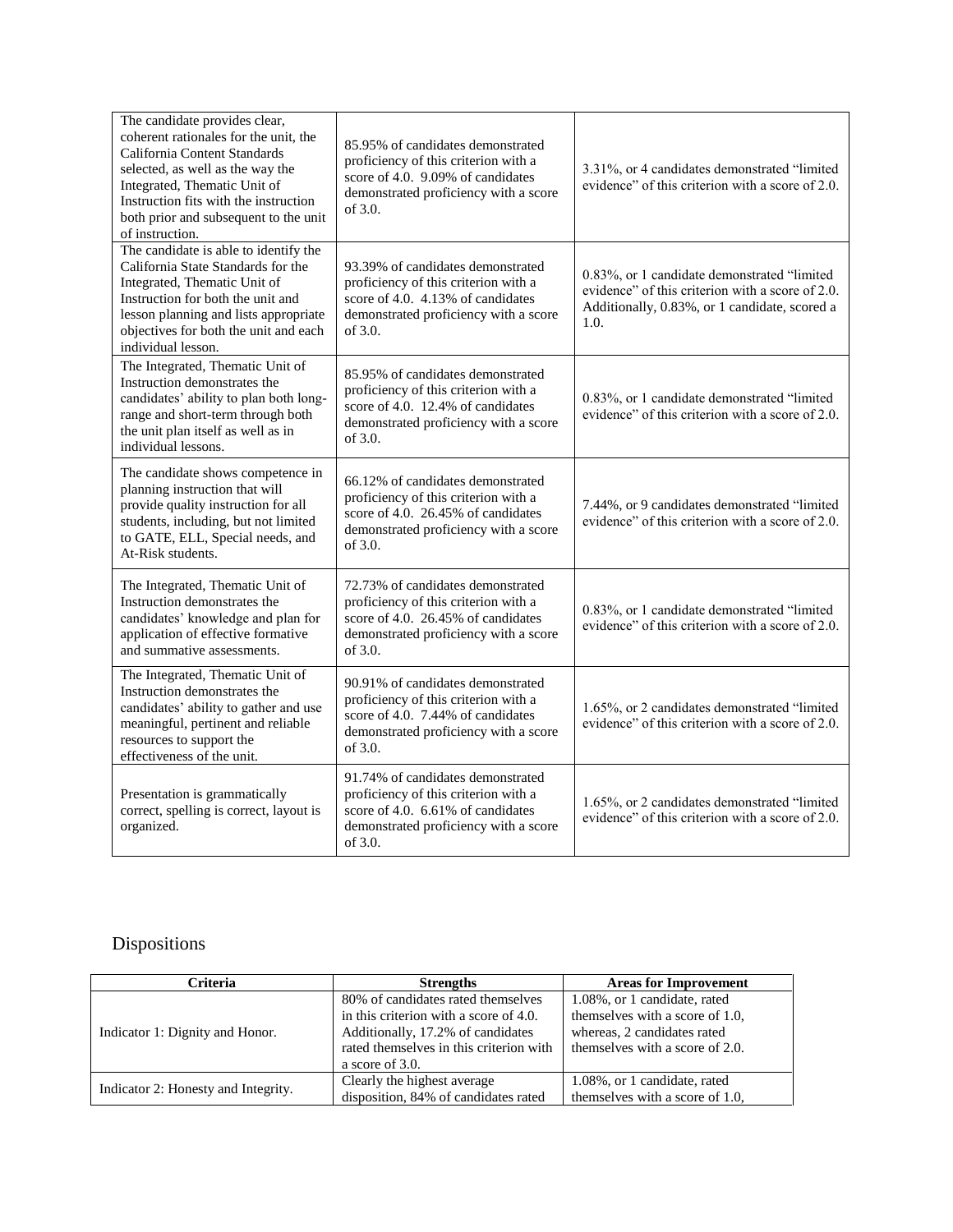| | | |
|---|---|---|
| The candidate provides clear, coherent rationales for the unit, the California Content Standards selected, as well as the way the Integrated, Thematic Unit of Instruction fits with the instruction both prior and subsequent to the unit of instruction. | 85.95% of candidates demonstrated proficiency of this criterion with a score of 4.0. 9.09% of candidates demonstrated proficiency with a score of 3.0. | 3.31%, or 4 candidates demonstrated "limited evidence" of this criterion with a score of 2.0. |
| The candidate is able to identify the California State Standards for the Integrated, Thematic Unit of Instruction for both the unit and lesson planning and lists appropriate objectives for both the unit and each individual lesson. | 93.39% of candidates demonstrated proficiency of this criterion with a score of 4.0. 4.13% of candidates demonstrated proficiency with a score of 3.0. | 0.83%, or 1 candidate demonstrated "limited evidence" of this criterion with a score of 2.0. Additionally, 0.83%, or 1 candidate, scored a 1.0. |
| The Integrated, Thematic Unit of Instruction demonstrates the candidates' ability to plan both long-range and short-term through both the unit plan itself as well as in individual lessons. | 85.95% of candidates demonstrated proficiency of this criterion with a score of 4.0. 12.4% of candidates demonstrated proficiency with a score of 3.0. | 0.83%, or 1 candidate demonstrated "limited evidence" of this criterion with a score of 2.0. |
| The candidate shows competence in planning instruction that will provide quality instruction for all students, including, but not limited to GATE, ELL, Special needs, and At-Risk students. | 66.12% of candidates demonstrated proficiency of this criterion with a score of 4.0. 26.45% of candidates demonstrated proficiency with a score of 3.0. | 7.44%, or 9 candidates demonstrated "limited evidence" of this criterion with a score of 2.0. |
| The Integrated, Thematic Unit of Instruction demonstrates the candidates' knowledge and plan for application of effective formative and summative assessments. | 72.73% of candidates demonstrated proficiency of this criterion with a score of 4.0. 26.45% of candidates demonstrated proficiency with a score of 3.0. | 0.83%, or 1 candidate demonstrated "limited evidence" of this criterion with a score of 2.0. |
| The Integrated, Thematic Unit of Instruction demonstrates the candidates' ability to gather and use meaningful, pertinent and reliable resources to support the effectiveness of the unit. | 90.91% of candidates demonstrated proficiency of this criterion with a score of 4.0. 7.44% of candidates demonstrated proficiency with a score of 3.0. | 1.65%, or 2 candidates demonstrated "limited evidence" of this criterion with a score of 2.0. |
| Presentation is grammatically correct, spelling is correct, layout is organized. | 91.74% of candidates demonstrated proficiency of this criterion with a score of 4.0. 6.61% of candidates demonstrated proficiency with a score of 3.0. | 1.65%, or 2 candidates demonstrated "limited evidence" of this criterion with a score of 2.0. |

## Dispositions

| Criteria | Strengths | Areas for Improvement |
|---|---|---|
| Indicator 1: Dignity and Honor. | 80% of candidates rated themselves in this criterion with a score of 4.0. Additionally, 17.2% of candidates rated themselves in this criterion with a score of 3.0. | 1.08%, or 1 candidate, rated themselves with a score of 1.0, whereas, 2 candidates rated themselves with a score of 2.0. |
| Indicator 2: Honesty and Integrity. | Clearly the highest average disposition, 84% of candidates rated | 1.08%, or 1 candidate, rated themselves with a score of 1.0, |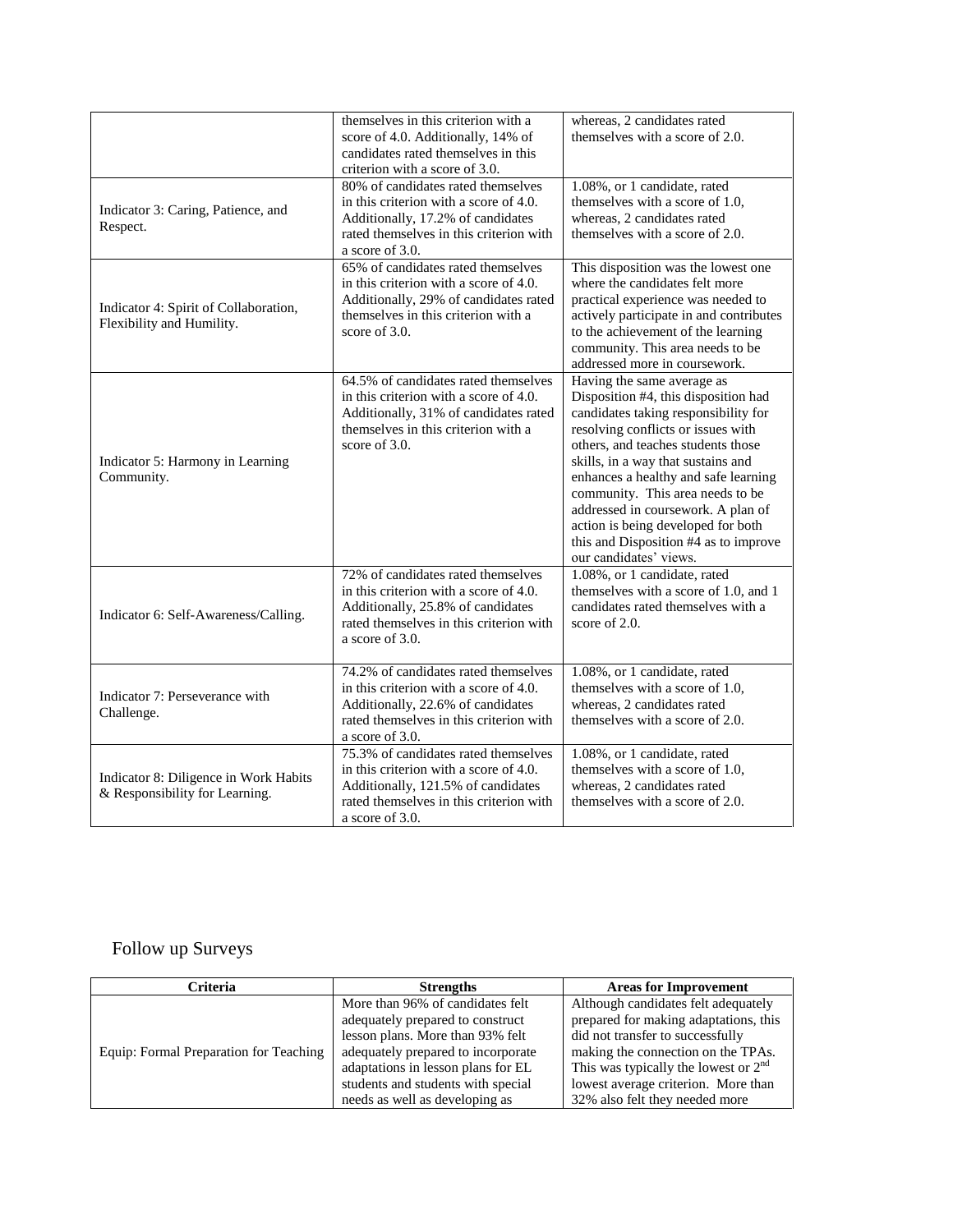| | | |
|---|---|---|
| | themselves in this criterion with a score of 4.0. Additionally, 14% of candidates rated themselves in this criterion with a score of 3.0. | whereas, 2 candidates rated themselves with a score of 2.0. |
| Indicator 3: Caring, Patience, and Respect. | 80% of candidates rated themselves in this criterion with a score of 4.0. Additionally, 17.2% of candidates rated themselves in this criterion with a score of 3.0. | 1.08%, or 1 candidate, rated themselves with a score of 1.0, whereas, 2 candidates rated themselves with a score of 2.0. |
| Indicator 4: Spirit of Collaboration, Flexibility and Humility. | 65% of candidates rated themselves in this criterion with a score of 4.0. Additionally, 29% of candidates rated themselves in this criterion with a score of 3.0. | This disposition was the lowest one where the candidates felt more practical experience was needed to actively participate in and contributes to the achievement of the learning community. This area needs to be addressed more in coursework. |
| Indicator 5: Harmony in Learning Community. | 64.5% of candidates rated themselves in this criterion with a score of 4.0. Additionally, 31% of candidates rated themselves in this criterion with a score of 3.0. | Having the same average as Disposition #4, this disposition had candidates taking responsibility for resolving conflicts or issues with others, and teaches students those skills, in a way that sustains and enhances a healthy and safe learning community. This area needs to be addressed in coursework. A plan of action is being developed for both this and Disposition #4 as to improve our candidates' views. |
| Indicator 6: Self-Awareness/Calling. | 72% of candidates rated themselves in this criterion with a score of 4.0. Additionally, 25.8% of candidates rated themselves in this criterion with a score of 3.0. | 1.08%, or 1 candidate, rated themselves with a score of 1.0, and 1 candidates rated themselves with a score of 2.0. |
| Indicator 7: Perseverance with Challenge. | 74.2% of candidates rated themselves in this criterion with a score of 4.0. Additionally, 22.6% of candidates rated themselves in this criterion with a score of 3.0. | 1.08%, or 1 candidate, rated themselves with a score of 1.0, whereas, 2 candidates rated themselves with a score of 2.0. |
| Indicator 8: Diligence in Work Habits & Responsibility for Learning. | 75.3% of candidates rated themselves in this criterion with a score of 4.0. Additionally, 121.5% of candidates rated themselves in this criterion with a score of 3.0. | 1.08%, or 1 candidate, rated themselves with a score of 1.0, whereas, 2 candidates rated themselves with a score of 2.0. |

## Follow up Surveys

| Criteria | Strengths | Areas for Improvement |
|---|---|---|
| Equip: Formal Preparation for Teaching | More than 96% of candidates felt adequately prepared to construct lesson plans. More than 93% felt adequately prepared to incorporate adaptations in lesson plans for EL students and students with special needs as well as developing as | Although candidates felt adequately prepared for making adaptations, this did not transfer to successfully making the connection on the TPAs. This was typically the lowest or 2nd lowest average criterion. More than 32% also felt they needed more |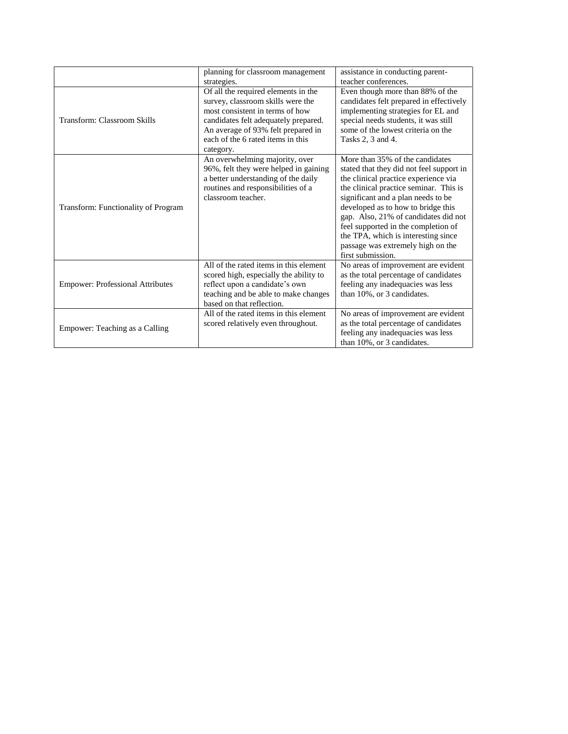| | | |
|---|---|---|
| | planning for classroom management strategies. | assistance in conducting parent-teacher conferences. |
| Transform: Classroom Skills | Of all the required elements in the survey, classroom skills were the most consistent in terms of how candidates felt adequately prepared. An average of 93% felt prepared in each of the 6 rated items in this category. | Even though more than 88% of the candidates felt prepared in effectively implementing strategies for EL and special needs students, it was still some of the lowest criteria on the Tasks 2, 3 and 4. |
| Transform: Functionality of Program | An overwhelming majority, over 96%, felt they were helped in gaining a better understanding of the daily routines and responsibilities of a classroom teacher. | More than 35% of the candidates stated that they did not feel support in the clinical practice experience via the clinical practice seminar. This is significant and a plan needs to be developed as to how to bridge this gap. Also, 21% of candidates did not feel supported in the completion of the TPA, which is interesting since passage was extremely high on the first submission. |
| Empower: Professional Attributes | All of the rated items in this element scored high, especially the ability to reflect upon a candidate's own teaching and be able to make changes based on that reflection. | No areas of improvement are evident as the total percentage of candidates feeling any inadequacies was less than 10%, or 3 candidates. |
| Empower: Teaching as a Calling | All of the rated items in this element scored relatively even throughout. | No areas of improvement are evident as the total percentage of candidates feeling any inadequacies was less than 10%, or 3 candidates. |